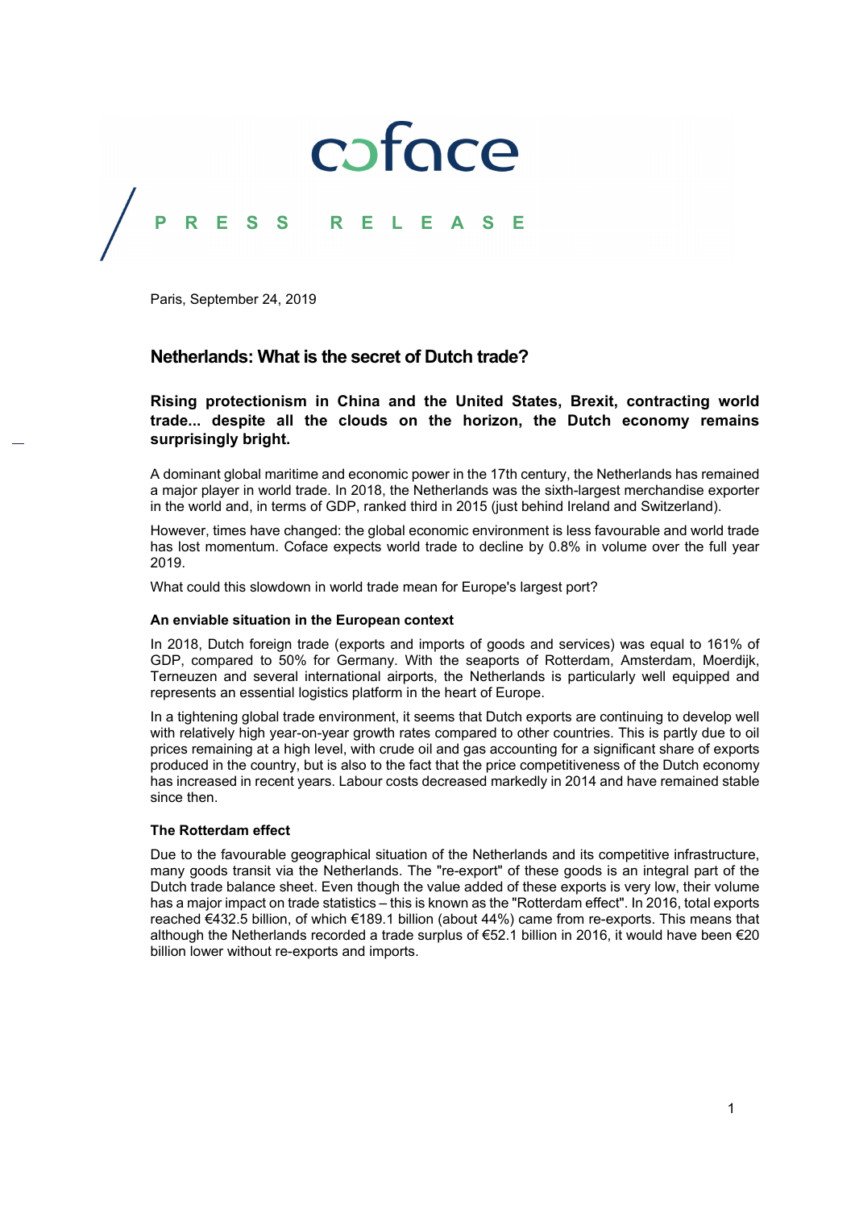# PRESS RELEASE

Paris, September 24, 2019

## Netherlands: What is the secret of Dutch trade?

**Rising protectionism in China and the United States, Brexit, contracting world trade... despite all the clouds on the horizon, the Dutch economy remains surprisingly bright.**

A dominant global maritime and economic power in the 17th century, the Netherlands has remained a major player in world trade. In 2018, the Netherlands was the sixth-largest merchandise exporter in the world and, in terms of GDP, ranked third in 2015 (just behind Ireland and Switzerland).

However, times have changed: the global economic environment is less favourable and world trade has lost momentum. Coface expects world trade to decline by 0.8% in volume over the full year 2019.

What could this slowdown in world trade mean for Europe's largest port?

### An enviable situation in the European context

In 2018, Dutch foreign trade (exports and imports of goods and services) was equal to 161% of GDP, compared to 50% for Germany. With the seaports of Rotterdam, Amsterdam, Moerdijk, Terneuzen and several international airports, the Netherlands is particularly well equipped and represents an essential logistics platform in the heart of Europe.

In a tightening global trade environment, it seems that Dutch exports are continuing to develop well with relatively high year-on-year growth rates compared to other countries. This is partly due to oil prices remaining at a high level, with crude oil and gas accounting for a significant share of exports produced in the country, but is also to the fact that the price competitiveness of the Dutch economy has increased in recent years. Labour costs decreased markedly in 2014 and have remained stable since then.

### The Rotterdam effect

Due to the favourable geographical situation of the Netherlands and its competitive infrastructure, many goods transit via the Netherlands. The "re-export" of these goods is an integral part of the Dutch trade balance sheet. Even though the value added of these exports is very low, their volume has a major impact on trade statistics – this is known as the "Rotterdam effect". In 2016, total exports reached €432.5 billion, of which €189.1 billion (about 44%) came from re-exports. This means that although the Netherlands recorded a trade surplus of €52.1 billion in 2016, it would have been €20 billion lower without re-exports and imports.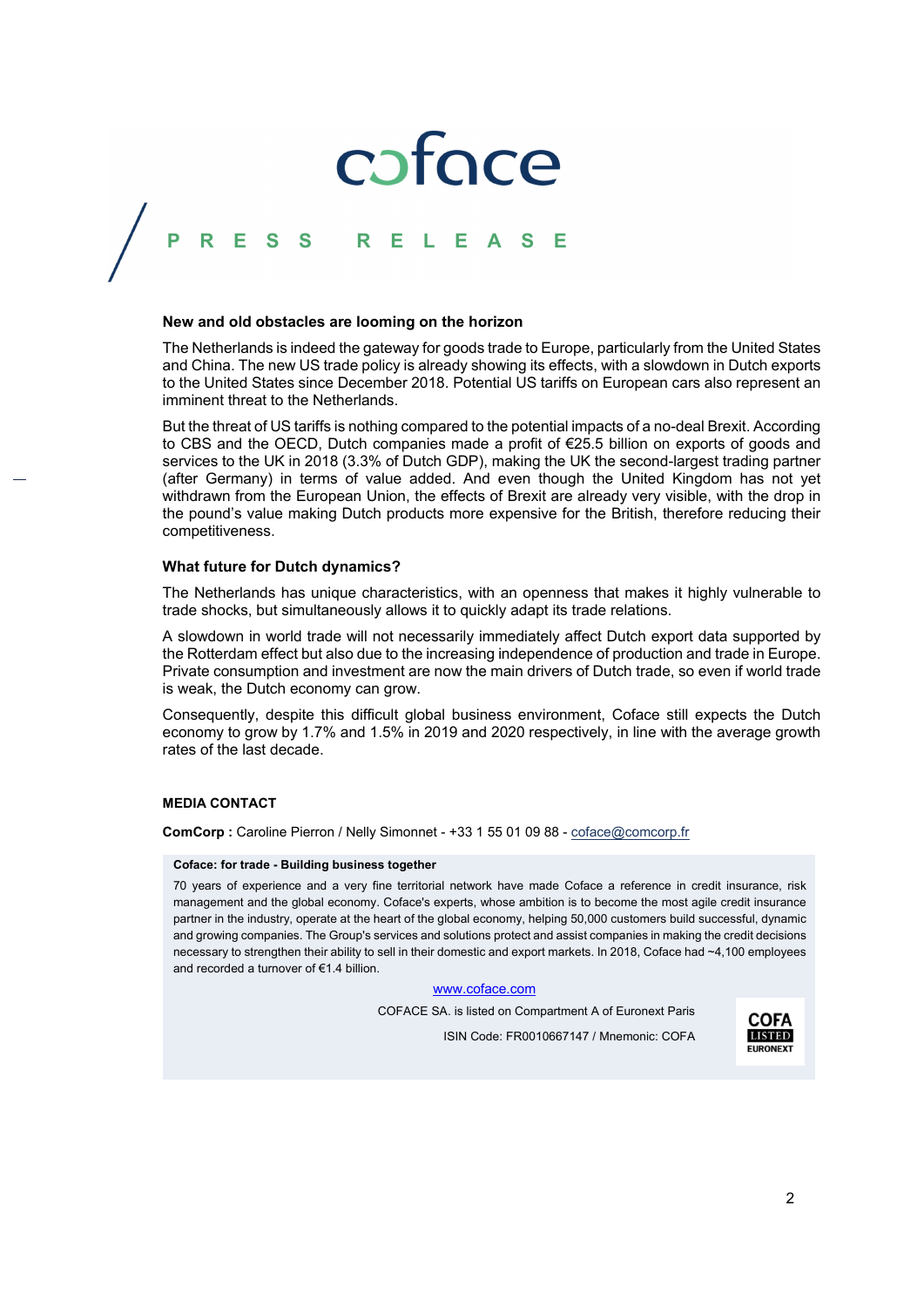coface

PRESS RELEASE

**New and old obstacles are looming on the horizon**

The Netherlands is indeed the gateway for goods trade to Europe, particularly from the United States and China. The new US trade policy is already showing its effects, with a slowdown in Dutch exports to the United States since December 2018. Potential US tariffs on European cars also represent an imminent threat to the Netherlands.

But the threat of US tariffs is nothing compared to the potential impacts of a no-deal Brexit. According to CBS and the OECD, Dutch companies made a profit of €25.5 billion on exports of goods and services to the UK in 2018 (3.3% of Dutch GDP), making the UK the second-largest trading partner (after Germany) in terms of value added. And even though the United Kingdom has not yet withdrawn from the European Union, the effects of Brexit are already very visible, with the drop in the pound's value making Dutch products more expensive for the British, therefore reducing their competitiveness.

**What future for Dutch dynamics?**

The Netherlands has unique characteristics, with an openness that makes it highly vulnerable to trade shocks, but simultaneously allows it to quickly adapt its trade relations.

A slowdown in world trade will not necessarily immediately affect Dutch export data supported by the Rotterdam effect but also due to the increasing independence of production and trade in Europe. Private consumption and investment are now the main drivers of Dutch trade, so even if world trade is weak, the Dutch economy can grow.

Consequently, despite this difficult global business environment, Coface still expects the Dutch economy to grow by 1.7% and 1.5% in 2019 and 2020 respectively, in line with the average growth rates of the last decade.

**MEDIA CONTACT**

**ComCorp :** Caroline Pierron / Nelly Simonnet - +33 1 55 01 09 88 - coface@comcorp.fr

**Coface: for trade - Building business together**

70 years of experience and a very fine territorial network have made Coface a reference in credit insurance, risk management and the global economy. Coface's experts, whose ambition is to become the most agile credit insurance partner in the industry, operate at the heart of the global economy, helping 50,000 customers build successful, dynamic and growing companies. The Group's services and solutions protect and assist companies in making the credit decisions necessary to strengthen their ability to sell in their domestic and export markets. In 2018, Coface had ~4,100 employees and recorded a turnover of €1.4 billion.

www.coface.com

COFACE SA. is listed on Compartment A of Euronext Paris

ISIN Code: FR0010667147 / Mnemonic: COFA

COFA LISTED EURONEXT